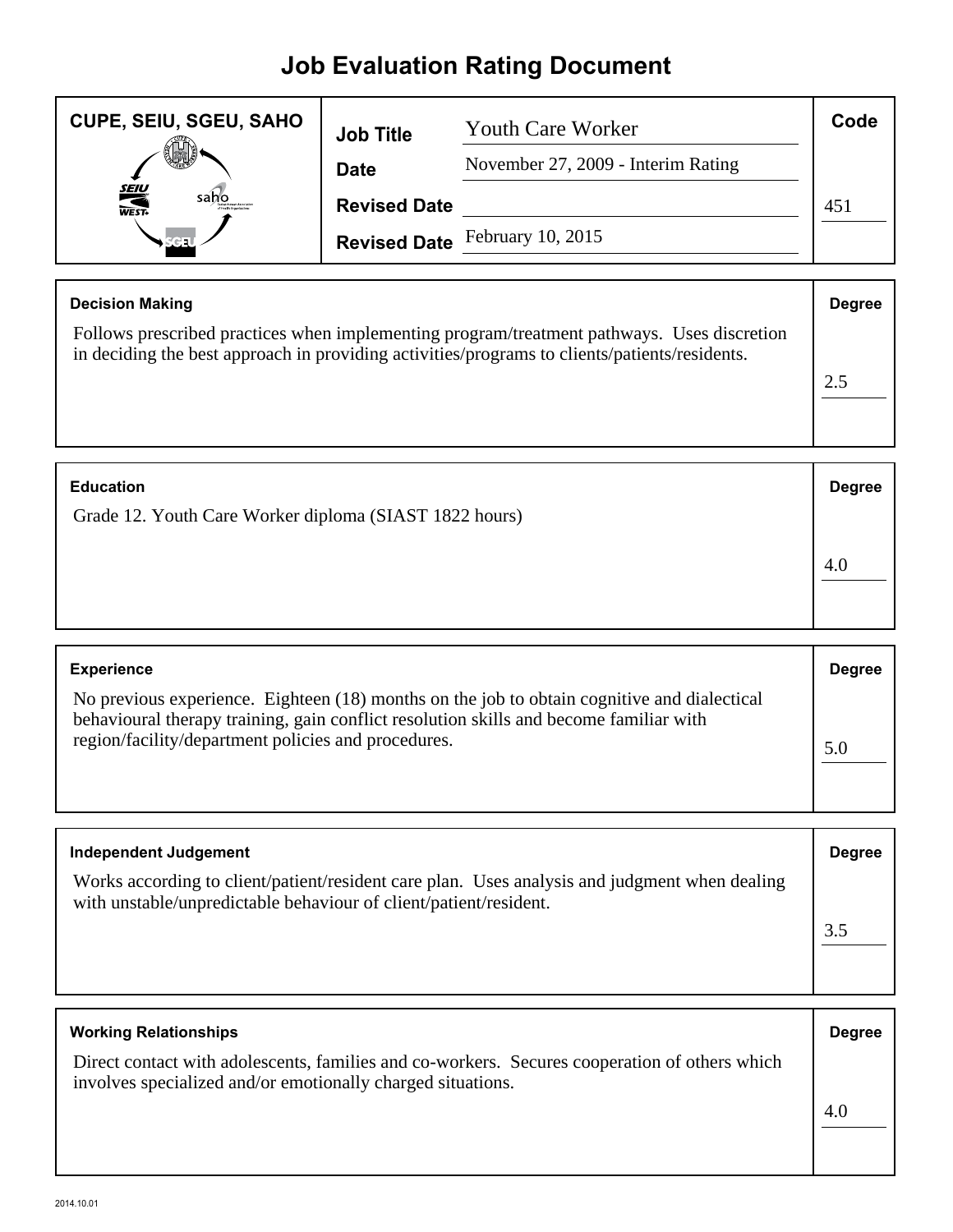# Job Evaluation Rating Document

| CUPE, SEIU, SGEU, SAHO | | | Code |
|---|---|---|---|
| | **Job Title** | Youth Care Worker | |
| | **Date** | November 27, 2009 - Interim Rating | |
| | **Revised Date** | | 451 |
| | **Revised Date** | February 10, 2015 | |

| Decision Making | Degree |
|---|---|
| Follows prescribed practices when implementing program/treatment pathways. Uses discretion in deciding the best approach in providing activities/programs to clients/patients/residents. | 2.5 |

| Education | Degree |
|---|---|
| Grade 12. Youth Care Worker diploma (SIAST 1822 hours) | 4.0 |

| Experience | Degree |
|---|---|
| No previous experience. Eighteen (18) months on the job to obtain cognitive and dialectical behavioural therapy training, gain conflict resolution skills and become familiar with region/facility/department policies and procedures. | 5.0 |

| Independent Judgement | Degree |
|---|---|
| Works according to client/patient/resident care plan. Uses analysis and judgment when dealing with unstable/unpredictable behaviour of client/patient/resident. | 3.5 |

| Working Relationships | Degree |
|---|---|
| Direct contact with adolescents, families and co-workers. Secures cooperation of others which involves specialized and/or emotionally charged situations. | 4.0 |

2014.10.01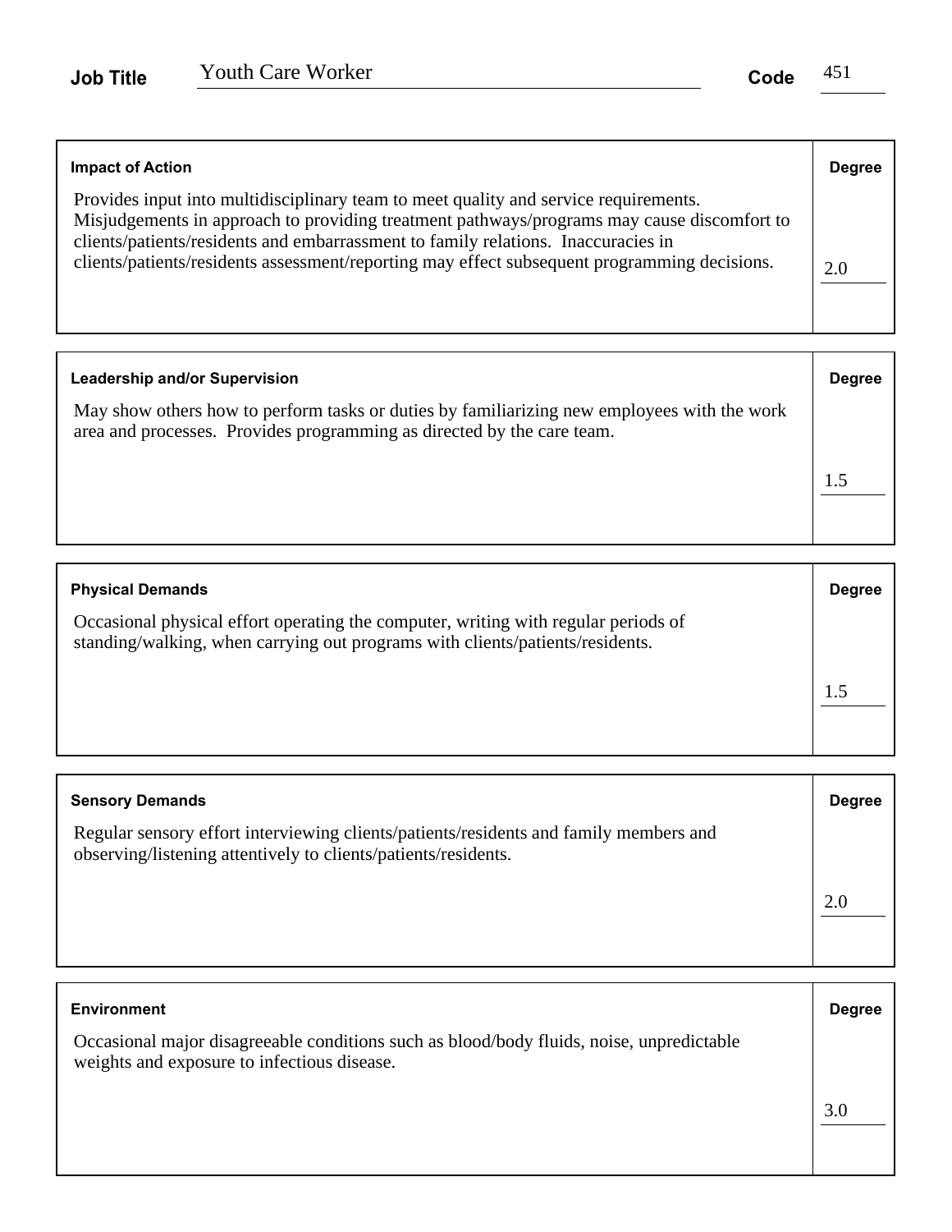**Job Title** Youth Care Worker **Code** 451

| **Impact of Action** | **Degree** |
| --- | --- |
| Provides input into multidisciplinary team to meet quality and service requirements. Misjudgements in approach to providing treatment pathways/programs may cause discomfort to clients/patients/residents and embarrassment to family relations. Inaccuracies in clients/patients/residents assessment/reporting may effect subsequent programming decisions. | 2.0 |

| **Leadership and/or Supervision** | **Degree** |
| --- | --- |
| May show others how to perform tasks or duties by familiarizing new employees with the work area and processes. Provides programming as directed by the care team. | 1.5 |

| **Physical Demands** | **Degree** |
| --- | --- |
| Occasional physical effort operating the computer, writing with regular periods of standing/walking, when carrying out programs with clients/patients/residents. | 1.5 |

| **Sensory Demands** | **Degree** |
| --- | --- |
| Regular sensory effort interviewing clients/patients/residents and family members and observing/listening attentively to clients/patients/residents. | 2.0 |

| **Environment** | **Degree** |
| --- | --- |
| Occasional major disagreeable conditions such as blood/body fluids, noise, unpredictable weights and exposure to infectious disease. | 3.0 |